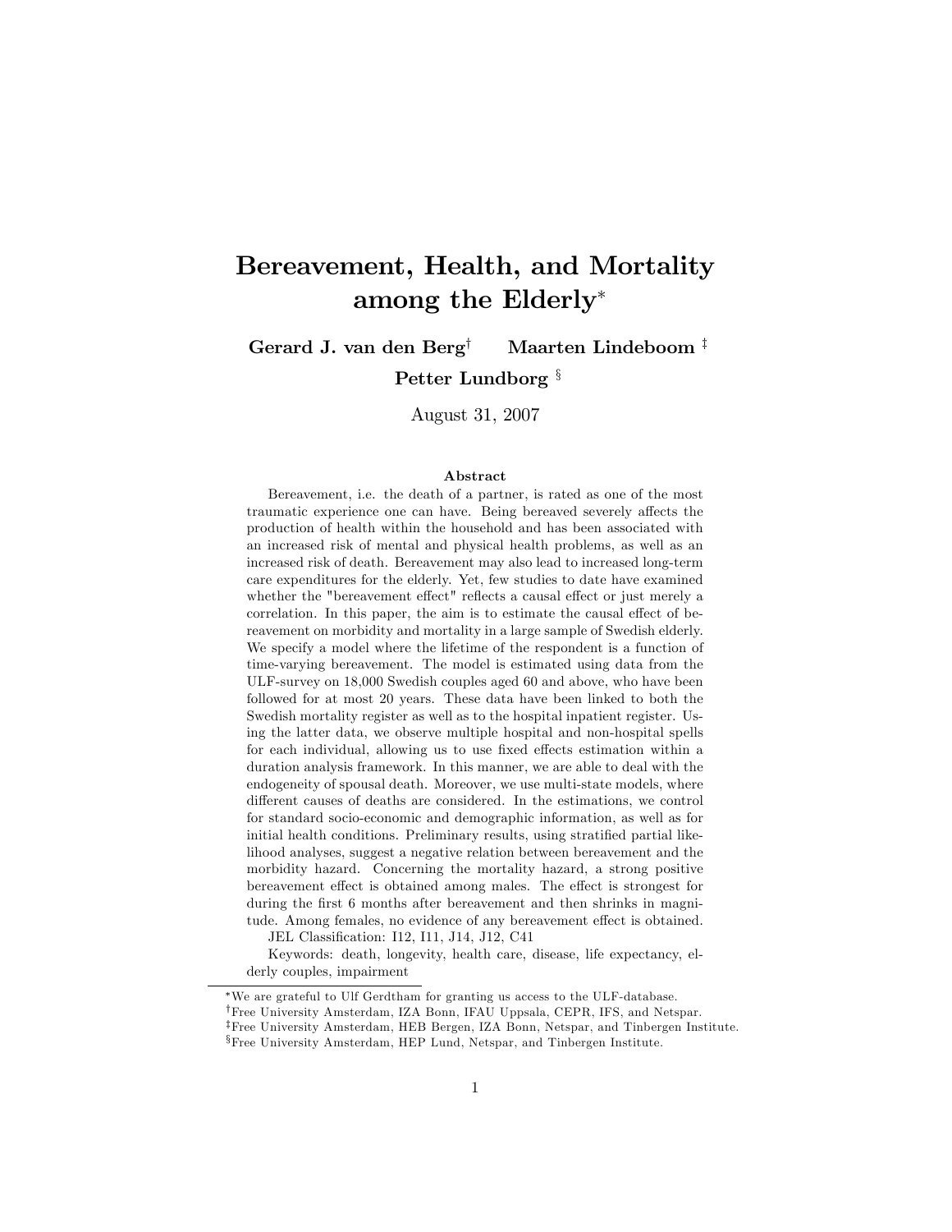# Bereavement, Health, and Mortality among the Elderly[*]

**Gerard J. van den Berg**[†] **Maarten Lindeboom**[‡]

**Petter Lundborg**[§]

August 31, 2007

### Abstract

Bereavement, i.e. the death of a partner, is rated as one of the most traumatic experience one can have. Being bereaved severely affects the production of health within the household and has been associated with an increased risk of mental and physical health problems, as well as an increased risk of death. Bereavement may also lead to increased long-term care expenditures for the elderly. Yet, few studies to date have examined whether the "bereavement effect" reflects a causal effect or just merely a correlation. In this paper, the aim is to estimate the causal effect of bereavement on morbidity and mortality in a large sample of Swedish elderly. We specify a model where the lifetime of the respondent is a function of time-varying bereavement. The model is estimated using data from the ULF-survey on 18,000 Swedish couples aged 60 and above, who have been followed for at most 20 years. These data have been linked to both the Swedish mortality register as well as to the hospital inpatient register. Using the latter data, we observe multiple hospital and non-hospital spells for each individual, allowing us to use fixed effects estimation within a duration analysis framework. In this manner, we are able to deal with the endogeneity of spousal death. Moreover, we use multi-state models, where different causes of deaths are considered. In the estimations, we control for standard socio-economic and demographic information, as well as for initial health conditions. Preliminary results, using stratified partial likelihood analyses, suggest a negative relation between bereavement and the morbidity hazard. Concerning the mortality hazard, a strong positive bereavement effect is obtained among males. The effect is strongest for during the first 6 months after bereavement and then shrinks in magnitude. Among females, no evidence of any bereavement effect is obtained.

JEL Classification: I12, I11, J14, J12, C41

Keywords: death, longevity, health care, disease, life expectancy, elderly couples, impairment

---

[*] We are grateful to Ulf Gerdtham for granting us access to the ULF-database.

[†] Free University Amsterdam, IZA Bonn, IFAU Uppsala, CEPR, IFS, and Netspar.

[‡] Free University Amsterdam, HEB Bergen, IZA Bonn, Netspar, and Tinbergen Institute.

[§] Free University Amsterdam, HEP Lund, Netspar, and Tinbergen Institute.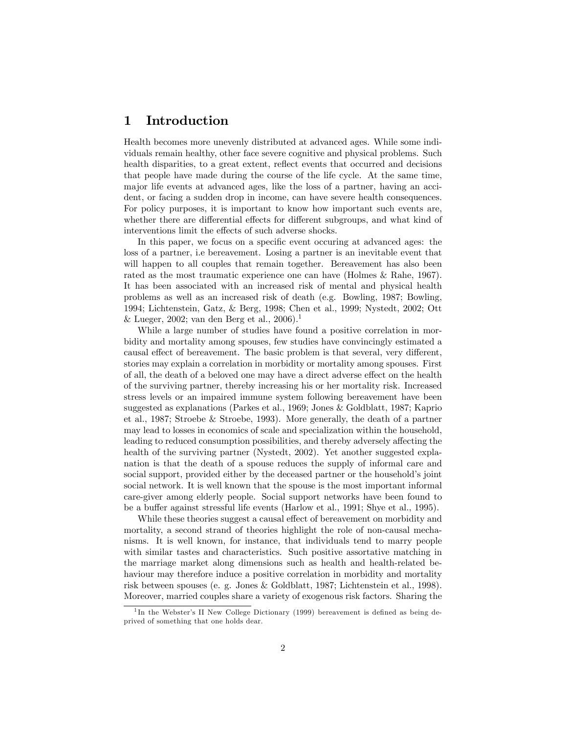# 1 Introduction

Health becomes more unevenly distributed at advanced ages. While some individuals remain healthy, other face severe cognitive and physical problems. Such health disparities, to a great extent, reflect events that occurred and decisions that people have made during the course of the life cycle. At the same time, major life events at advanced ages, like the loss of a partner, having an accident, or facing a sudden drop in income, can have severe health consequences. For policy purposes, it is important to know how important such events are, whether there are differential effects for different subgroups, and what kind of interventions limit the effects of such adverse shocks.

In this paper, we focus on a specific event occuring at advanced ages: the loss of a partner, i.e bereavement. Losing a partner is an inevitable event that will happen to all couples that remain together. Bereavement has also been rated as the most traumatic experience one can have (Holmes & Rahe, 1967). It has been associated with an increased risk of mental and physical health problems as well as an increased risk of death (e.g. Bowling, 1987; Bowling, 1994; Lichtenstein, Gatz, & Berg, 1998; Chen et al., 1999; Nystedt, 2002; Ott & Lueger, 2002; van den Berg et al., 2006).[1]

While a large number of studies have found a positive correlation in morbidity and mortality among spouses, few studies have convincingly estimated a causal effect of bereavement. The basic problem is that several, very different, stories may explain a correlation in morbidity or mortality among spouses. First of all, the death of a beloved one may have a direct adverse effect on the health of the surviving partner, thereby increasing his or her mortality risk. Increased stress levels or an impaired immune system following bereavement have been suggested as explanations (Parkes et al., 1969; Jones & Goldblatt, 1987; Kaprio et al., 1987; Stroebe & Stroebe, 1993). More generally, the death of a partner may lead to losses in economics of scale and specialization within the household, leading to reduced consumption possibilities, and thereby adversely affecting the health of the surviving partner (Nystedt, 2002). Yet another suggested explanation is that the death of a spouse reduces the supply of informal care and social support, provided either by the deceased partner or the household's joint social network. It is well known that the spouse is the most important informal care-giver among elderly people. Social support networks have been found to be a buffer against stressful life events (Harlow et al., 1991; Shye et al., 1995).

While these theories suggest a causal effect of bereavement on morbidity and mortality, a second strand of theories highlight the role of non-causal mechanisms. It is well known, for instance, that individuals tend to marry people with similar tastes and characteristics. Such positive assortative matching in the marriage market along dimensions such as health and health-related behaviour may therefore induce a positive correlation in morbidity and mortality risk between spouses (e. g. Jones & Goldblatt, 1987; Lichtenstein et al., 1998). Moreover, married couples share a variety of exogenous risk factors. Sharing the

[1] In the Webster's II New College Dictionary (1999) bereavement is defined as being deprived of something that one holds dear.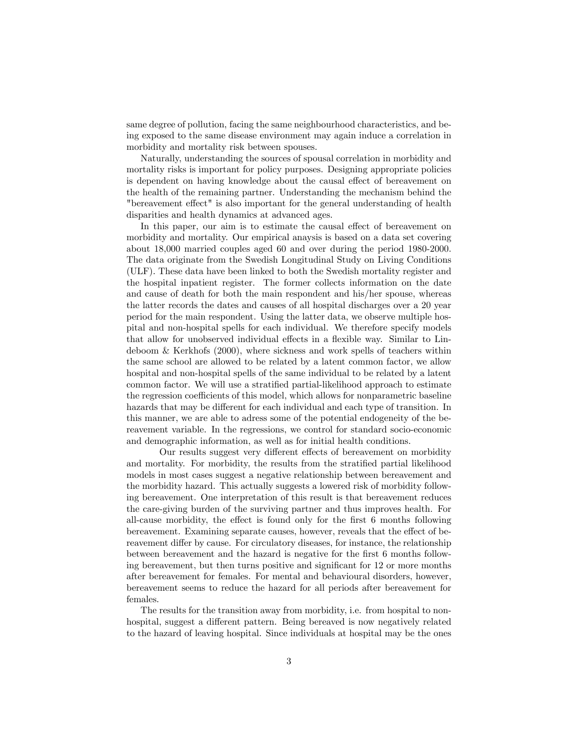same degree of pollution, facing the same neighbourhood characteristics, and being exposed to the same disease environment may again induce a correlation in morbidity and mortality risk between spouses.

Naturally, understanding the sources of spousal correlation in morbidity and mortality risks is important for policy purposes. Designing appropriate policies is dependent on having knowledge about the causal effect of bereavement on the health of the remaining partner. Understanding the mechanism behind the "bereavement effect" is also important for the general understanding of health disparities and health dynamics at advanced ages.

In this paper, our aim is to estimate the causal effect of bereavement on morbidity and mortality. Our empirical anaysis is based on a data set covering about 18,000 married couples aged 60 and over during the period 1980-2000. The data originate from the Swedish Longitudinal Study on Living Conditions (ULF). These data have been linked to both the Swedish mortality register and the hospital inpatient register. The former collects information on the date and cause of death for both the main respondent and his/her spouse, whereas the latter records the dates and causes of all hospital discharges over a 20 year period for the main respondent. Using the latter data, we observe multiple hospital and non-hospital spells for each individual. We therefore specify models that allow for unobserved individual effects in a flexible way. Similar to Lindeboom & Kerkhofs (2000), where sickness and work spells of teachers within the same school are allowed to be related by a latent common factor, we allow hospital and non-hospital spells of the same individual to be related by a latent common factor. We will use a stratified partial-likelihood approach to estimate the regression coefficients of this model, which allows for nonparametric baseline hazards that may be different for each individual and each type of transition. In this manner, we are able to adress some of the potential endogeneity of the bereavement variable. In the regressions, we control for standard socio-economic and demographic information, as well as for initial health conditions.

Our results suggest very different effects of bereavement on morbidity and mortality. For morbidity, the results from the stratified partial likelihood models in most cases suggest a negative relationship between bereavement and the morbidity hazard. This actually suggests a lowered risk of morbidity following bereavement. One interpretation of this result is that bereavement reduces the care-giving burden of the surviving partner and thus improves health. For all-cause morbidity, the effect is found only for the first 6 months following bereavement. Examining separate causes, however, reveals that the effect of bereavement differ by cause. For circulatory diseases, for instance, the relationship between bereavement and the hazard is negative for the first 6 months following bereavement, but then turns positive and significant for 12 or more months after bereavement for females. For mental and behavioural disorders, however, bereavement seems to reduce the hazard for all periods after bereavement for females.

The results for the transition away from morbidity, i.e. from hospital to non-hospital, suggest a different pattern. Being bereaved is now negatively related to the hazard of leaving hospital. Since individuals at hospital may be the ones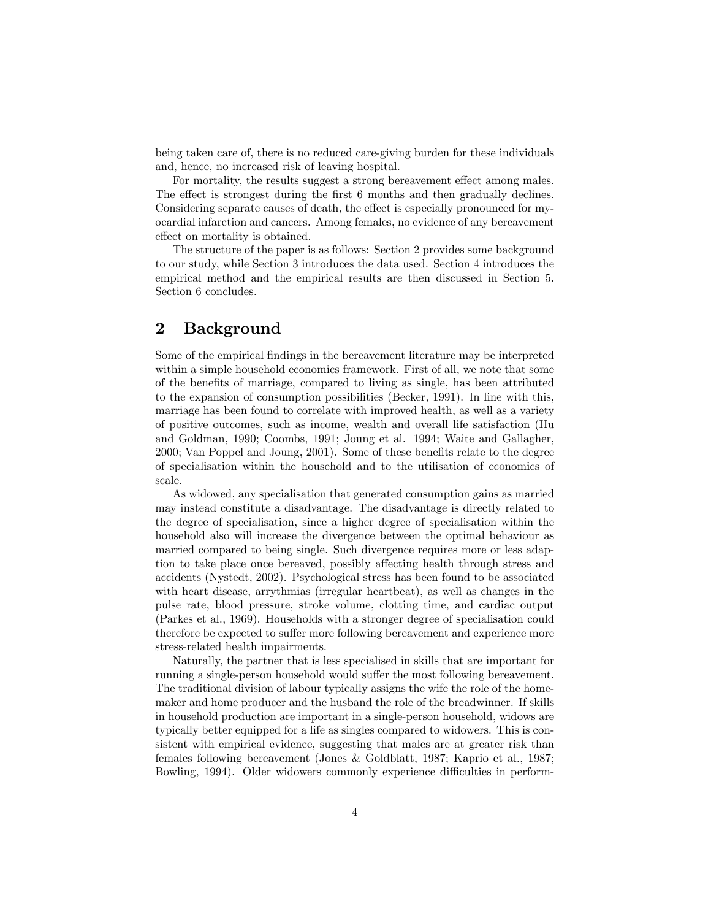being taken care of, there is no reduced care-giving burden for these individuals and, hence, no increased risk of leaving hospital.

For mortality, the results suggest a strong bereavement effect among males. The effect is strongest during the first 6 months and then gradually declines. Considering separate causes of death, the effect is especially pronounced for myocardial infarction and cancers. Among females, no evidence of any bereavement effect on mortality is obtained.

The structure of the paper is as follows: Section 2 provides some background to our study, while Section 3 introduces the data used. Section 4 introduces the empirical method and the empirical results are then discussed in Section 5. Section 6 concludes.

## 2 Background

Some of the empirical findings in the bereavement literature may be interpreted within a simple household economics framework. First of all, we note that some of the benefits of marriage, compared to living as single, has been attributed to the expansion of consumption possibilities (Becker, 1991). In line with this, marriage has been found to correlate with improved health, as well as a variety of positive outcomes, such as income, wealth and overall life satisfaction (Hu and Goldman, 1990; Coombs, 1991; Joung et al. 1994; Waite and Gallagher, 2000; Van Poppel and Joung, 2001). Some of these benefits relate to the degree of specialisation within the household and to the utilisation of economics of scale.

As widowed, any specialisation that generated consumption gains as married may instead constitute a disadvantage. The disadvantage is directly related to the degree of specialisation, since a higher degree of specialisation within the household also will increase the divergence between the optimal behaviour as married compared to being single. Such divergence requires more or less adaption to take place once bereaved, possibly affecting health through stress and accidents (Nystedt, 2002). Psychological stress has been found to be associated with heart disease, arrythmias (irregular heartbeat), as well as changes in the pulse rate, blood pressure, stroke volume, clotting time, and cardiac output (Parkes et al., 1969). Households with a stronger degree of specialisation could therefore be expected to suffer more following bereavement and experience more stress-related health impairments.

Naturally, the partner that is less specialised in skills that are important for running a single-person household would suffer the most following bereavement. The traditional division of labour typically assigns the wife the role of the homemaker and home producer and the husband the role of the breadwinner. If skills in household production are important in a single-person household, widows are typically better equipped for a life as singles compared to widowers. This is consistent with empirical evidence, suggesting that males are at greater risk than females following bereavement (Jones & Goldblatt, 1987; Kaprio et al., 1987; Bowling, 1994). Older widowers commonly experience difficulties in perform-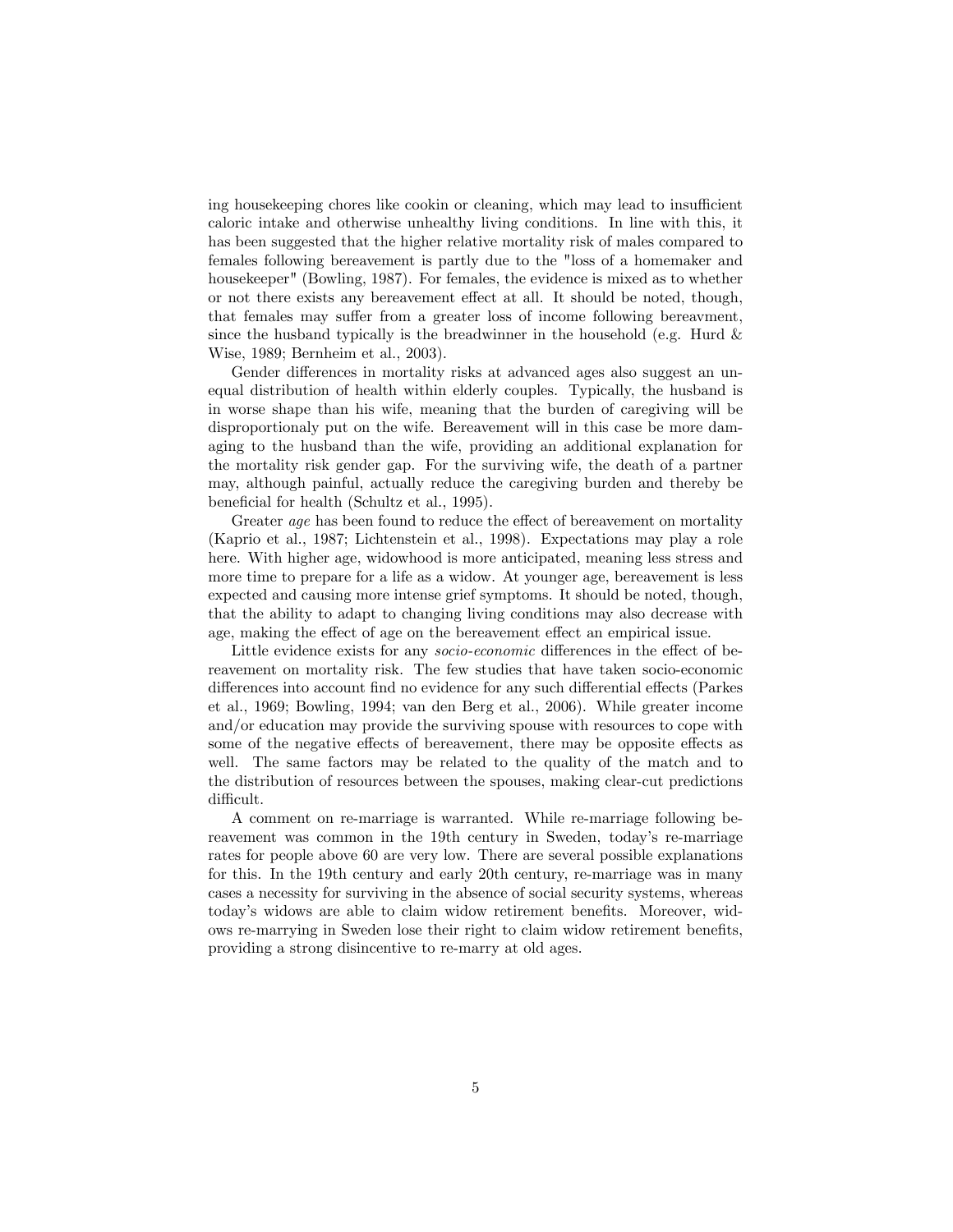ing housekeeping chores like cookin or cleaning, which may lead to insufficient caloric intake and otherwise unhealthy living conditions. In line with this, it has been suggested that the higher relative mortality risk of males compared to females following bereavement is partly due to the "loss of a homemaker and housekeeper" (Bowling, 1987). For females, the evidence is mixed as to whether or not there exists any bereavement effect at all. It should be noted, though, that females may suffer from a greater loss of income following bereavment, since the husband typically is the breadwinner in the household (e.g. Hurd & Wise, 1989; Bernheim et al., 2003).

Gender differences in mortality risks at advanced ages also suggest an unequal distribution of health within elderly couples. Typically, the husband is in worse shape than his wife, meaning that the burden of caregiving will be disproportionaly put on the wife. Bereavement will in this case be more damaging to the husband than the wife, providing an additional explanation for the mortality risk gender gap. For the surviving wife, the death of a partner may, although painful, actually reduce the caregiving burden and thereby be beneficial for health (Schultz et al., 1995).

Greater *age* has been found to reduce the effect of bereavement on mortality (Kaprio et al., 1987; Lichtenstein et al., 1998). Expectations may play a role here. With higher age, widowhood is more anticipated, meaning less stress and more time to prepare for a life as a widow. At younger age, bereavement is less expected and causing more intense grief symptoms. It should be noted, though, that the ability to adapt to changing living conditions may also decrease with age, making the effect of age on the bereavement effect an empirical issue.

Little evidence exists for any *socio-economic* differences in the effect of bereavement on mortality risk. The few studies that have taken socio-economic differences into account find no evidence for any such differential effects (Parkes et al., 1969; Bowling, 1994; van den Berg et al., 2006). While greater income and/or education may provide the surviving spouse with resources to cope with some of the negative effects of bereavement, there may be opposite effects as well. The same factors may be related to the quality of the match and to the distribution of resources between the spouses, making clear-cut predictions difficult.

A comment on re-marriage is warranted. While re-marriage following bereavement was common in the 19th century in Sweden, today's re-marriage rates for people above 60 are very low. There are several possible explanations for this. In the 19th century and early 20th century, re-marriage was in many cases a necessity for surviving in the absence of social security systems, whereas today's widows are able to claim widow retirement benefits. Moreover, widows re-marrying in Sweden lose their right to claim widow retirement benefits, providing a strong disincentive to re-marry at old ages.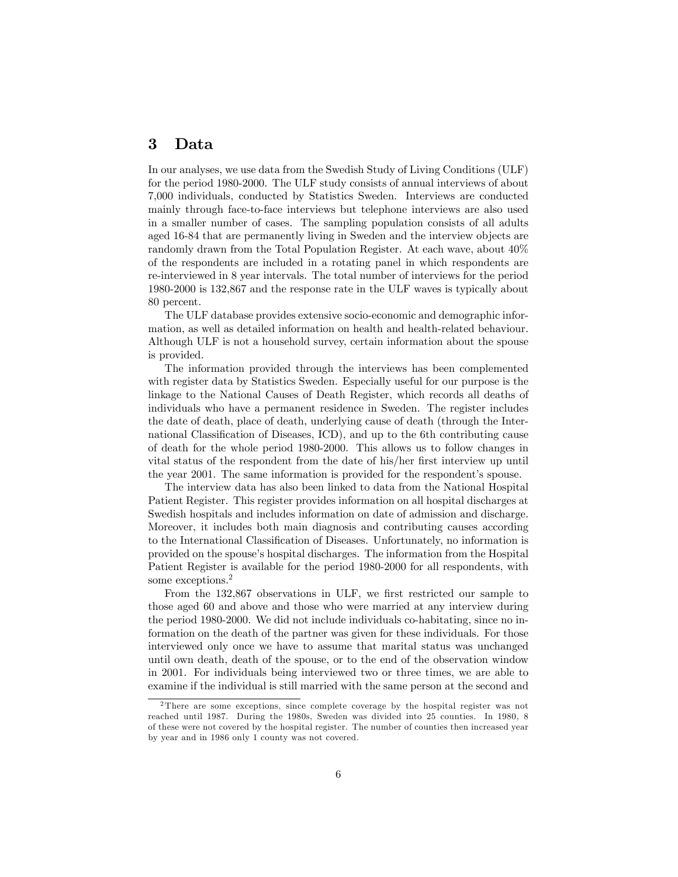## 3 Data

In our analyses, we use data from the Swedish Study of Living Conditions (ULF) for the period 1980-2000. The ULF study consists of annual interviews of about 7,000 individuals, conducted by Statistics Sweden. Interviews are conducted mainly through face-to-face interviews but telephone interviews are also used in a smaller number of cases. The sampling population consists of all adults aged 16-84 that are permanently living in Sweden and the interview objects are randomly drawn from the Total Population Register. At each wave, about 40% of the respondents are included in a rotating panel in which respondents are re-interviewed in 8 year intervals. The total number of interviews for the period 1980-2000 is 132,867 and the response rate in the ULF waves is typically about 80 percent.

The ULF database provides extensive socio-economic and demographic information, as well as detailed information on health and health-related behaviour. Although ULF is not a household survey, certain information about the spouse is provided.

The information provided through the interviews has been complemented with register data by Statistics Sweden. Especially useful for our purpose is the linkage to the National Causes of Death Register, which records all deaths of individuals who have a permanent residence in Sweden. The register includes the date of death, place of death, underlying cause of death (through the International Classification of Diseases, ICD), and up to the 6th contributing cause of death for the whole period 1980-2000. This allows us to follow changes in vital status of the respondent from the date of his/her first interview up until the year 2001. The same information is provided for the respondent's spouse.

The interview data has also been linked to data from the National Hospital Patient Register. This register provides information on all hospital discharges at Swedish hospitals and includes information on date of admission and discharge. Moreover, it includes both main diagnosis and contributing causes according to the International Classification of Diseases. Unfortunately, no information is provided on the spouse's hospital discharges. The information from the Hospital Patient Register is available for the period 1980-2000 for all respondents, with some exceptions.[2]

From the 132,867 observations in ULF, we first restricted our sample to those aged 60 and above and those who were married at any interview during the period 1980-2000. We did not include individuals co-habitating, since no information on the death of the partner was given for these individuals. For those interviewed only once we have to assume that marital status was unchanged until own death, death of the spouse, or to the end of the observation window in 2001. For individuals being interviewed two or three times, we are able to examine if the individual is still married with the same person at the second and

[2] There are some exceptions, since complete coverage by the hospital register was not reached until 1987. During the 1980s, Sweden was divided into 25 counties. In 1980, 8 of these were not covered by the hospital register. The number of counties then increased year by year and in 1986 only 1 county was not covered.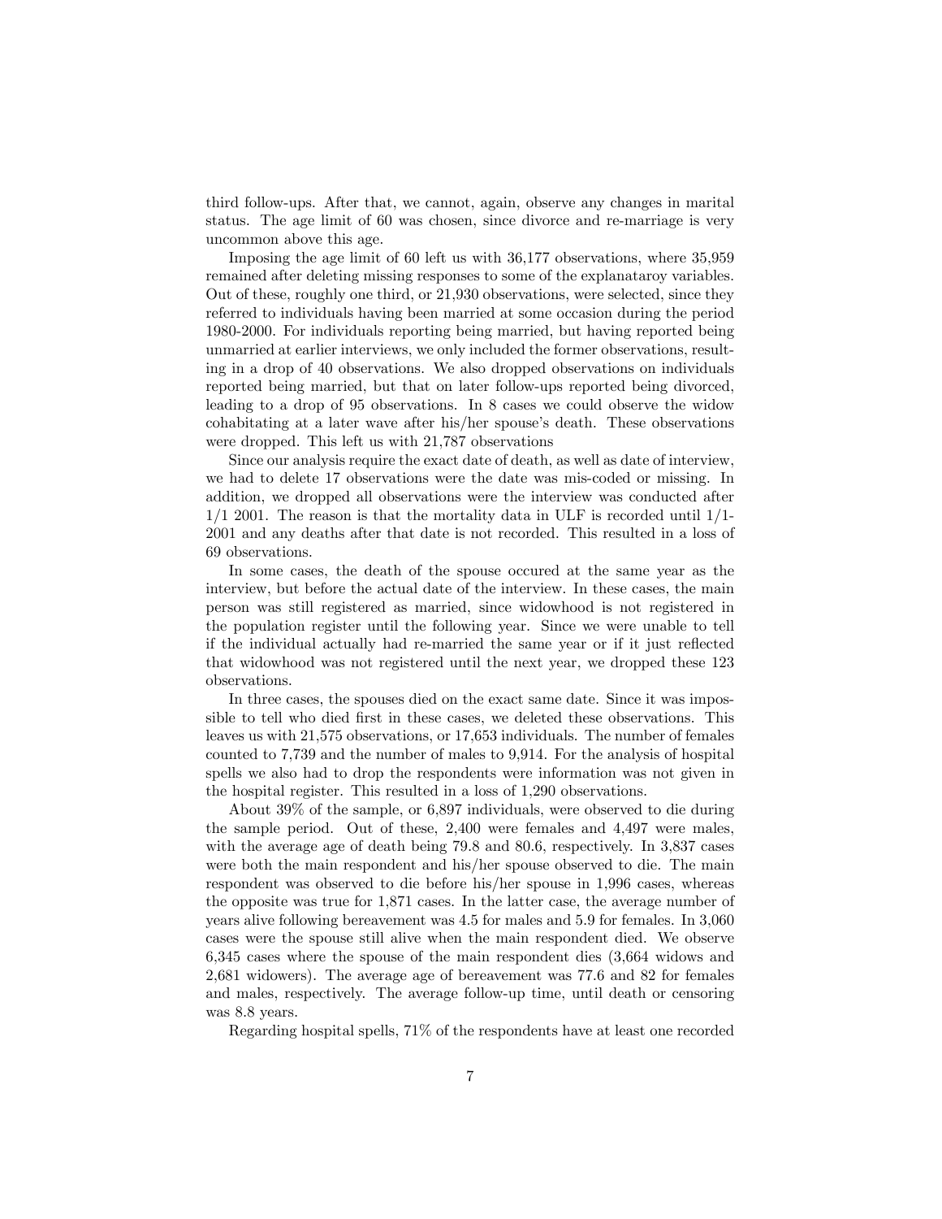third follow-ups. After that, we cannot, again, observe any changes in marital status. The age limit of 60 was chosen, since divorce and re-marriage is very uncommon above this age.

Imposing the age limit of 60 left us with 36,177 observations, where 35,959 remained after deleting missing responses to some of the explanataroy variables. Out of these, roughly one third, or 21,930 observations, were selected, since they referred to individuals having been married at some occasion during the period 1980-2000. For individuals reporting being married, but having reported being unmarried at earlier interviews, we only included the former observations, resulting in a drop of 40 observations. We also dropped observations on individuals reported being married, but that on later follow-ups reported being divorced, leading to a drop of 95 observations. In 8 cases we could observe the widow cohabitating at a later wave after his/her spouse's death. These observations were dropped. This left us with 21,787 observations

Since our analysis require the exact date of death, as well as date of interview, we had to delete 17 observations were the date was mis-coded or missing. In addition, we dropped all observations were the interview was conducted after 1/1 2001. The reason is that the mortality data in ULF is recorded until 1/1-2001 and any deaths after that date is not recorded. This resulted in a loss of 69 observations.

In some cases, the death of the spouse occured at the same year as the interview, but before the actual date of the interview. In these cases, the main person was still registered as married, since widowhood is not registered in the population register until the following year. Since we were unable to tell if the individual actually had re-married the same year or if it just reflected that widowhood was not registered until the next year, we dropped these 123 observations.

In three cases, the spouses died on the exact same date. Since it was impossible to tell who died first in these cases, we deleted these observations. This leaves us with 21,575 observations, or 17,653 individuals. The number of females counted to 7,739 and the number of males to 9,914. For the analysis of hospital spells we also had to drop the respondents were information was not given in the hospital register. This resulted in a loss of 1,290 observations.

About 39% of the sample, or 6,897 individuals, were observed to die during the sample period. Out of these, 2,400 were females and 4,497 were males, with the average age of death being 79.8 and 80.6, respectively. In 3,837 cases were both the main respondent and his/her spouse observed to die. The main respondent was observed to die before his/her spouse in 1,996 cases, whereas the opposite was true for 1,871 cases. In the latter case, the average number of years alive following bereavement was 4.5 for males and 5.9 for females. In 3,060 cases were the spouse still alive when the main respondent died. We observe 6,345 cases where the spouse of the main respondent dies (3,664 widows and 2,681 widowers). The average age of bereavement was 77.6 and 82 for females and males, respectively. The average follow-up time, until death or censoring was 8.8 years.

Regarding hospital spells, 71% of the respondents have at least one recorded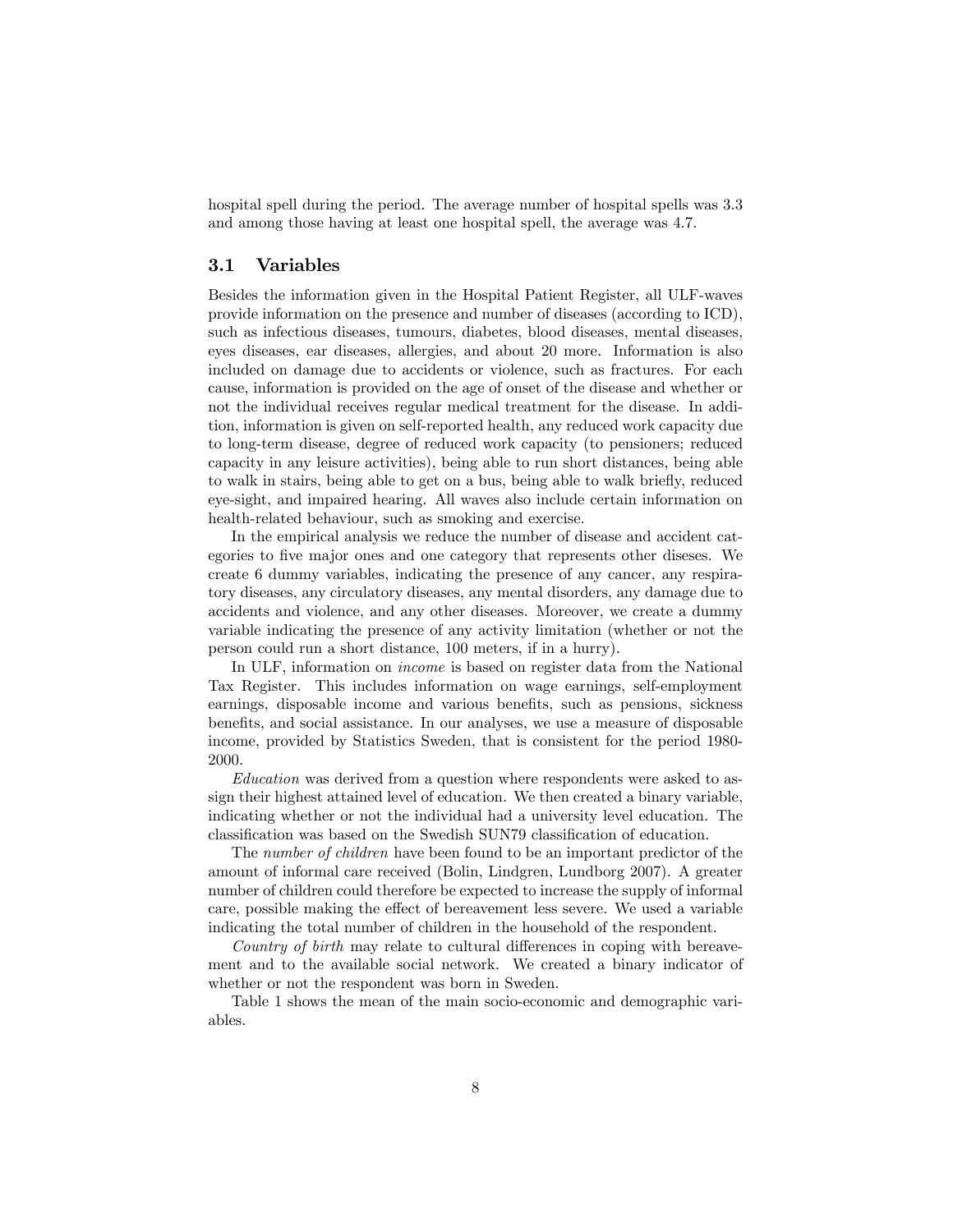hospital spell during the period. The average number of hospital spells was 3.3 and among those having at least one hospital spell, the average was 4.7.

### 3.1 Variables

Besides the information given in the Hospital Patient Register, all ULF-waves provide information on the presence and number of diseases (according to ICD), such as infectious diseases, tumours, diabetes, blood diseases, mental diseases, eyes diseases, ear diseases, allergies, and about 20 more. Information is also included on damage due to accidents or violence, such as fractures. For each cause, information is provided on the age of onset of the disease and whether or not the individual receives regular medical treatment for the disease. In addition, information is given on self-reported health, any reduced work capacity due to long-term disease, degree of reduced work capacity (to pensioners; reduced capacity in any leisure activities), being able to run short distances, being able to walk in stairs, being able to get on a bus, being able to walk briefly, reduced eye-sight, and impaired hearing. All waves also include certain information on health-related behaviour, such as smoking and exercise.

In the empirical analysis we reduce the number of disease and accident categories to five major ones and one category that represents other diseases. We create 6 dummy variables, indicating the presence of any cancer, any respiratory diseases, any circulatory diseases, any mental disorders, any damage due to accidents and violence, and any other diseases. Moreover, we create a dummy variable indicating the presence of any activity limitation (whether or not the person could run a short distance, 100 meters, if in a hurry).

In ULF, information on *income* is based on register data from the National Tax Register. This includes information on wage earnings, self-employment earnings, disposable income and various benefits, such as pensions, sickness benefits, and social assistance. In our analyses, we use a measure of disposable income, provided by Statistics Sweden, that is consistent for the period 1980-2000.

*Education* was derived from a question where respondents were asked to assign their highest attained level of education. We then created a binary variable, indicating whether or not the individual had a university level education. The classification was based on the Swedish SUN79 classification of education.

The *number of children* have been found to be an important predictor of the amount of informal care received (Bolin, Lindgren, Lundborg 2007). A greater number of children could therefore be expected to increase the supply of informal care, possible making the effect of bereavement less severe. We used a variable indicating the total number of children in the household of the respondent.

*Country of birth* may relate to cultural differences in coping with bereavement and to the available social network. We created a binary indicator of whether or not the respondent was born in Sweden.

Table 1 shows the mean of the main socio-economic and demographic variables.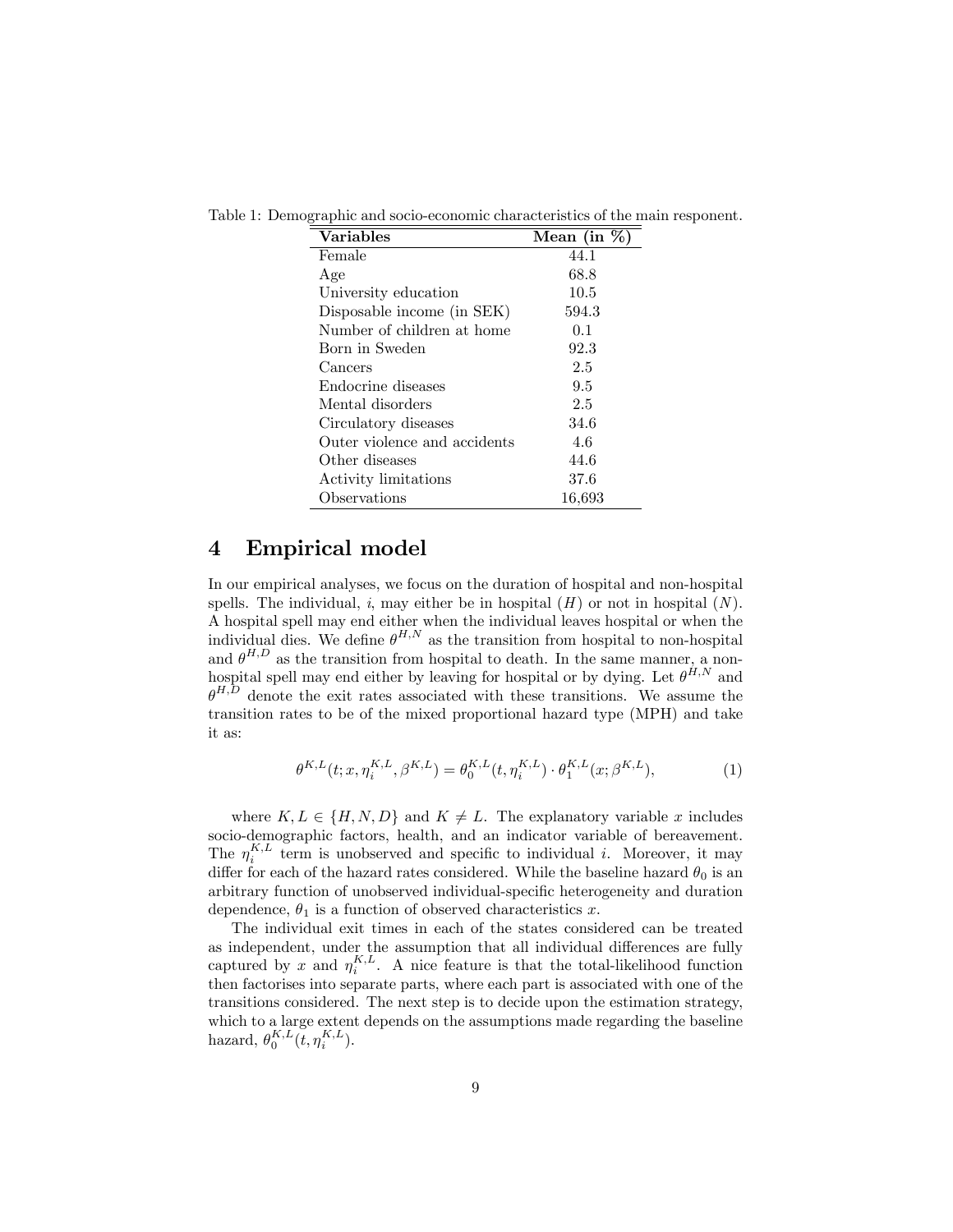Table 1: Demographic and socio-economic characteristics of the main responent.

| **Variables** | **Mean (in %)** |
|---|---|
| Female | 44.1 |
| Age | 68.8 |
| University education | 10.5 |
| Disposable income (in SEK) | 594.3 |
| Number of children at home | 0.1 |
| Born in Sweden | 92.3 |
| Cancers | 2.5 |
| Endocrine diseases | 9.5 |
| Mental disorders | 2.5 |
| Circulatory diseases | 34.6 |
| Outer violence and accidents | 4.6 |
| Other diseases | 44.6 |
| Activity limitations | 37.6 |
| Observations | 16,693 |

# 4 Empirical model

In our empirical analyses, we focus on the duration of hospital and non-hospital spells. The individual, $i$, may either be in hospital ($H$) or not in hospital ($N$). A hospital spell may end either when the individual leaves hospital or when the individual dies. We define $\theta^{H,N}$ as the transition from hospital to non-hospital and $\theta^{H,D}$ as the transition from hospital to death. In the same manner, a non-hospital spell may end either by leaving for hospital or by dying. Let $\theta^{H,N}$ and $\theta^{H,D}$ denote the exit rates associated with these transitions. We assume the transition rates to be of the mixed proportional hazard type (MPH) and take it as:

$$\theta^{K,L}(t; x, \eta_i^{K,L}, \beta^{K,L}) = \theta_0^{K,L}(t, \eta_i^{K,L}) \cdot \theta_1^{K,L}(x; \beta^{K,L}), \tag{1}$$

where $K, L \in \{H, N, D\}$ and $K \neq L$. The explanatory variable $x$ includes socio-demographic factors, health, and an indicator variable of bereavement. The $\eta_i^{K,L}$ term is unobserved and specific to individual $i$. Moreover, it may differ for each of the hazard rates considered. While the baseline hazard $\theta_0$ is an arbitrary function of unobserved individual-specific heterogeneity and duration dependence, $\theta_1$ is a function of observed characteristics $x$.

The individual exit times in each of the states considered can be treated as independent, under the assumption that all individual differences are fully captured by $x$ and $\eta_i^{K,L}$. A nice feature is that the total-likelihood function then factorises into separate parts, where each part is associated with one of the transitions considered. The next step is to decide upon the estimation strategy, which to a large extent depends on the assumptions made regarding the baseline hazard, $\theta_0^{K,L}(t, \eta_i^{K,L})$.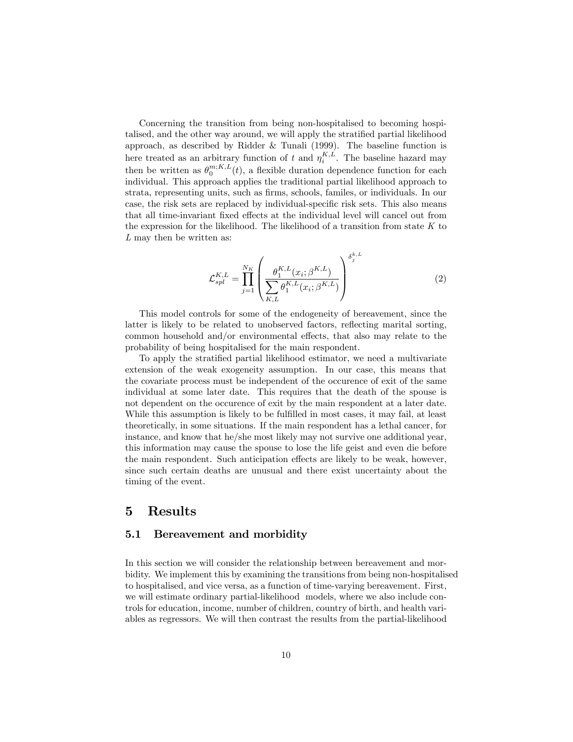Concerning the transition from being non-hospitalised to becoming hospitalised, and the other way around, we will apply the stratified partial likelihood approach, as described by Ridder & Tunali (1999). The baseline function is here treated as an arbitrary function of $t$ and $\eta_i^{K,L}$. The baseline hazard may then be written as $\theta_0^{m;K,L}(t)$, a flexible duration dependence function for each individual. This approach applies the traditional partial likelihood approach to strata, representing units, such as firms, schools, familes, or individuals. In our case, the risk sets are replaced by individual-specific risk sets. This also means that all time-invariant fixed effects at the individual level will cancel out from the expression for the likelihood. The likelihood of a transition from state $K$ to $L$ may then be written as:

$$
\mathcal{L}_{spl}^{K,L} = \prod_{j=1}^{N_K} \left( \frac{\theta_1^{K,L}(x_i; \beta^{K,L})}{\sum_{K,L} \theta_1^{K,L}(x_i; \beta^{K,L})} \right)^{\delta_j^{k,L}} \tag{2}
$$

This model controls for some of the endogeneity of bereavement, since the latter is likely to be related to unobserved factors, reflecting marital sorting, common household and/or environmental effects, that also may relate to the probability of being hospitalised for the main respondent.

To apply the stratified partial likelihood estimator, we need a multivariate extension of the weak exogeneity assumption. In our case, this means that the covariate process must be independent of the occurence of exit of the same individual at some later date. This requires that the death of the spouse is not dependent on the occurence of exit by the main respondent at a later date. While this assumption is likely to be fulfilled in most cases, it may fail, at least theoretically, in some situations. If the main respondent has a lethal cancer, for instance, and know that he/she most likely may not survive one additional year, this information may cause the spouse to lose the life geist and even die before the main respondent. Such anticipation effects are likely to be weak, however, since such certain deaths are unusual and there exist uncertainty about the timing of the event.

# 5 Results

## 5.1 Bereavement and morbidity

In this section we will consider the relationship between bereavement and morbidity. We implement this by examining the transitions from being non-hospitalised to hospitalised, and vice versa, as a function of time-varying bereavement. First, we will estimate ordinary partial-likelihood models, where we also include controls for education, income, number of children, country of birth, and health variables as regressors. We will then contrast the results from the partial-likelihood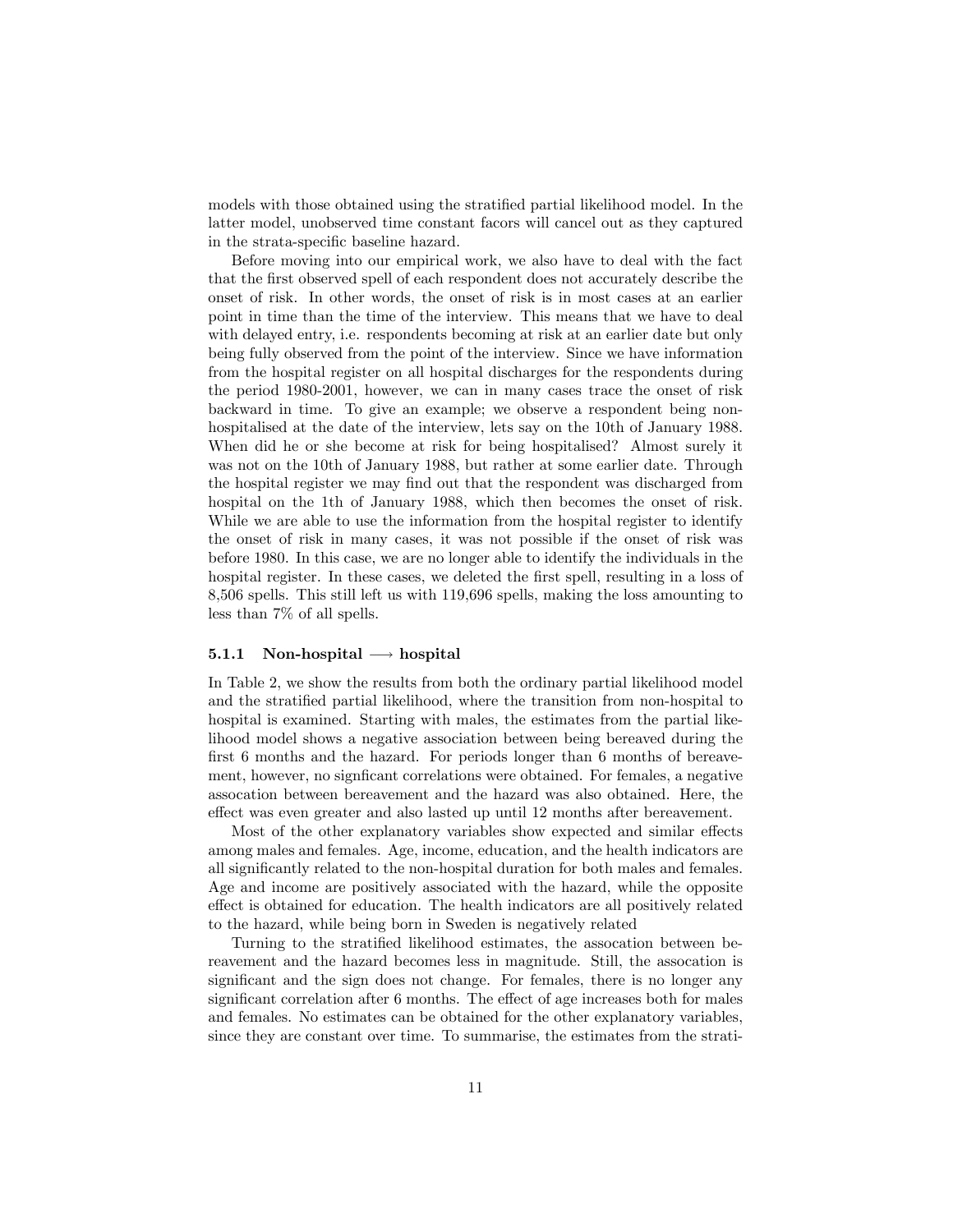models with those obtained using the stratified partial likelihood model. In the latter model, unobserved time constant facors will cancel out as they captured in the strata-specific baseline hazard.

Before moving into our empirical work, we also have to deal with the fact that the first observed spell of each respondent does not accurately describe the onset of risk. In other words, the onset of risk is in most cases at an earlier point in time than the time of the interview. This means that we have to deal with delayed entry, i.e. respondents becoming at risk at an earlier date but only being fully observed from the point of the interview. Since we have information from the hospital register on all hospital discharges for the respondents during the period 1980-2001, however, we can in many cases trace the onset of risk backward in time. To give an example; we observe a respondent being non-hospitalised at the date of the interview, lets say on the 10th of January 1988. When did he or she become at risk for being hospitalised? Almost surely it was not on the 10th of January 1988, but rather at some earlier date. Through the hospital register we may find out that the respondent was discharged from hospital on the 1th of January 1988, which then becomes the onset of risk. While we are able to use the information from the hospital register to identify the onset of risk in many cases, it was not possible if the onset of risk was before 1980. In this case, we are no longer able to identify the individuals in the hospital register. In these cases, we deleted the first spell, resulting in a loss of 8,506 spells. This still left us with 119,696 spells, making the loss amounting to less than 7% of all spells.

### 5.1.1 Non-hospital ⟶ hospital

In Table 2, we show the results from both the ordinary partial likelihood model and the stratified partial likelihood, where the transition from non-hospital to hospital is examined. Starting with males, the estimates from the partial likelihood model shows a negative association between being bereaved during the first 6 months and the hazard. For periods longer than 6 months of bereavement, however, no signficant correlations were obtained. For females, a negative assocation between bereavement and the hazard was also obtained. Here, the effect was even greater and also lasted up until 12 months after bereavement.

Most of the other explanatory variables show expected and similar effects among males and females. Age, income, education, and the health indicators are all significantly related to the non-hospital duration for both males and females. Age and income are positively associated with the hazard, while the opposite effect is obtained for education. The health indicators are all positively related to the hazard, while being born in Sweden is negatively related

Turning to the stratified likelihood estimates, the assocation between bereavement and the hazard becomes less in magnitude. Still, the assocation is significant and the sign does not change. For females, there is no longer any significant correlation after 6 months. The effect of age increases both for males and females. No estimates can be obtained for the other explanatory variables, since they are constant over time. To summarise, the estimates from the strati-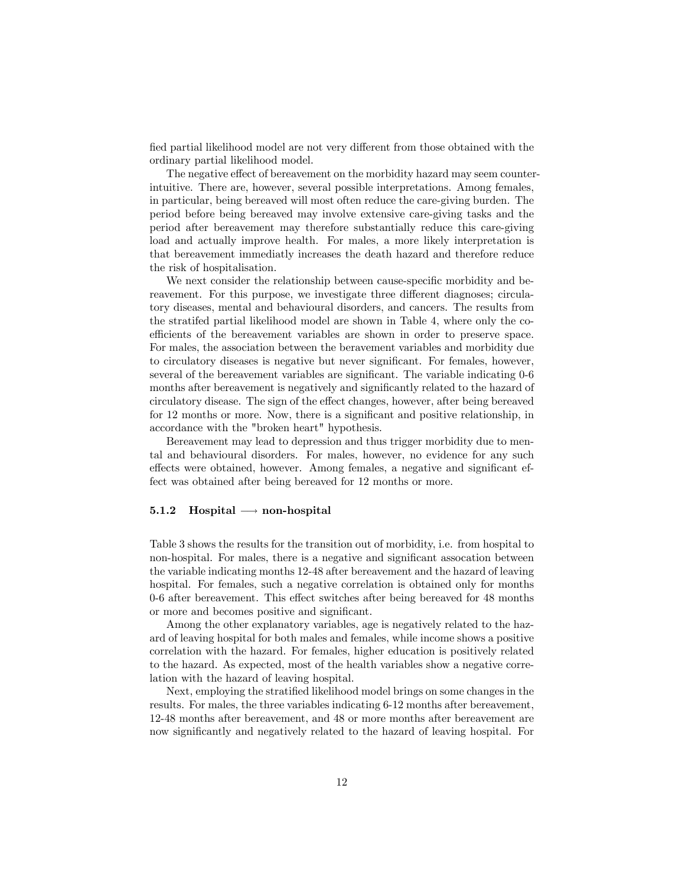fied partial likelihood model are not very different from those obtained with the ordinary partial likelihood model.

The negative effect of bereavement on the morbidity hazard may seem counter-intuitive. There are, however, several possible interpretations. Among females, in particular, being bereaved will most often reduce the care-giving burden. The period before being bereaved may involve extensive care-giving tasks and the period after bereavement may therefore substantially reduce this care-giving load and actually improve health. For males, a more likely interpretation is that bereavement immediatly increases the death hazard and therefore reduce the risk of hospitalisation.

We next consider the relationship between cause-specific morbidity and bereavement. For this purpose, we investigate three different diagnoses; circulatory diseases, mental and behavioural disorders, and cancers. The results from the stratifed partial likelihood model are shown in Table 4, where only the coefficients of the bereavement variables are shown in order to preserve space. For males, the association between the beravement variables and morbidity due to circulatory diseases is negative but never significant. For females, however, several of the bereavement variables are significant. The variable indicating 0-6 months after bereavement is negatively and significantly related to the hazard of circulatory disease. The sign of the effect changes, however, after being bereaved for 12 months or more. Now, there is a significant and positive relationship, in accordance with the "broken heart" hypothesis.

Bereavement may lead to depression and thus trigger morbidity due to mental and behavioural disorders. For males, however, no evidence for any such effects were obtained, however. Among females, a negative and significant effect was obtained after being bereaved for 12 months or more.

### 5.1.2 Hospital ⟶ non-hospital

Table 3 shows the results for the transition out of morbidity, i.e. from hospital to non-hospital. For males, there is a negative and significant assocation between the variable indicating months 12-48 after bereavement and the hazard of leaving hospital. For females, such a negative correlation is obtained only for months 0-6 after bereavement. This effect switches after being bereaved for 48 months or more and becomes positive and significant.

Among the other explanatory variables, age is negatively related to the hazard of leaving hospital for both males and females, while income shows a positive correlation with the hazard. For females, higher education is positively related to the hazard. As expected, most of the health variables show a negative correlation with the hazard of leaving hospital.

Next, employing the stratified likelihood model brings on some changes in the results. For males, the three variables indicating 6-12 months after bereavement, 12-48 months after bereavement, and 48 or more months after bereavement are now significantly and negatively related to the hazard of leaving hospital. For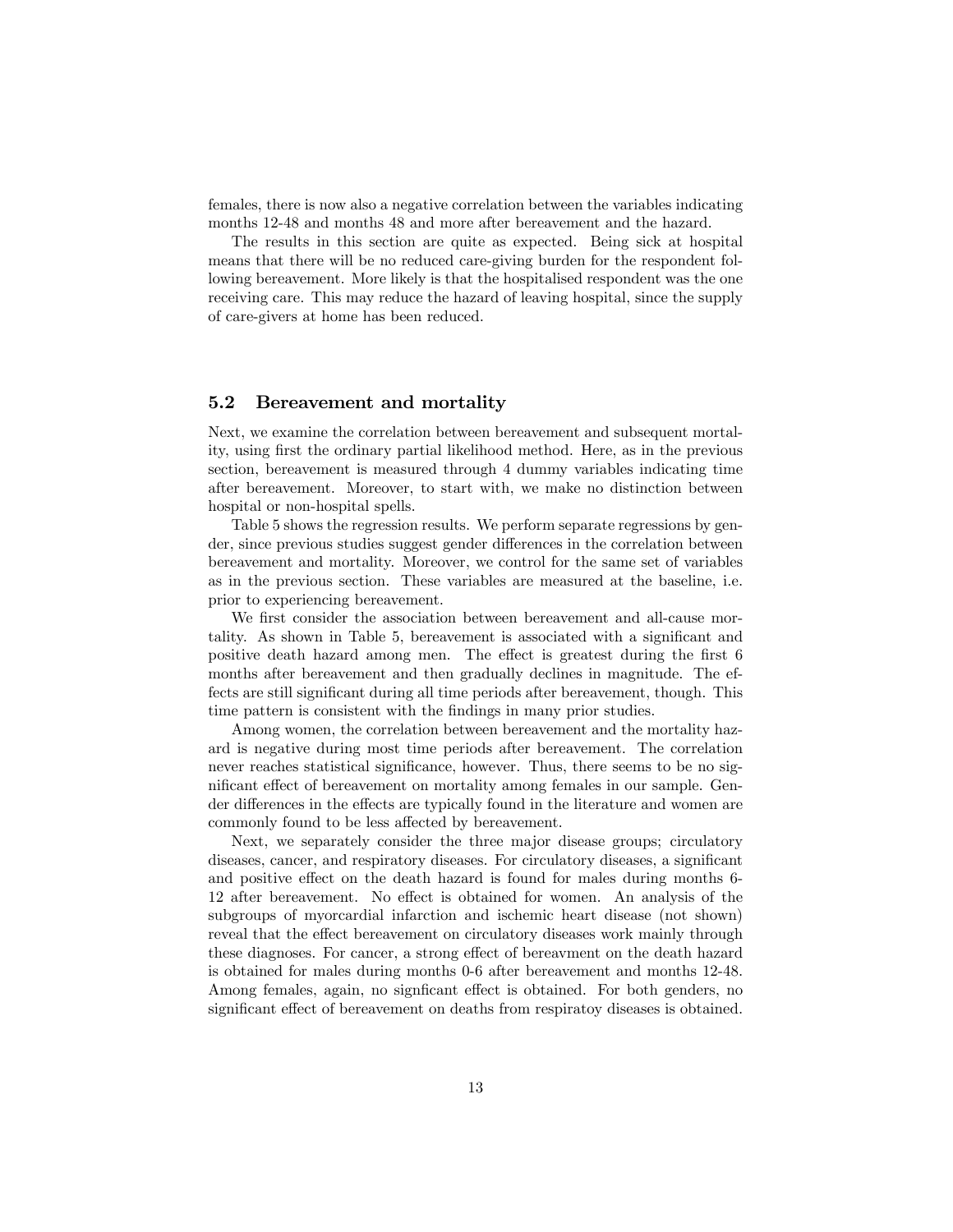females, there is now also a negative correlation between the variables indicating months 12-48 and months 48 and more after bereavement and the hazard.

The results in this section are quite as expected. Being sick at hospital means that there will be no reduced care-giving burden for the respondent following bereavement. More likely is that the hospitalised respondent was the one receiving care. This may reduce the hazard of leaving hospital, since the supply of care-givers at home has been reduced.

### 5.2 Bereavement and mortality

Next, we examine the correlation between bereavement and subsequent mortality, using first the ordinary partial likelihood method. Here, as in the previous section, bereavement is measured through 4 dummy variables indicating time after bereavement. Moreover, to start with, we make no distinction between hospital or non-hospital spells.

Table 5 shows the regression results. We perform separate regressions by gender, since previous studies suggest gender differences in the correlation between bereavement and mortality. Moreover, we control for the same set of variables as in the previous section. These variables are measured at the baseline, i.e. prior to experiencing bereavement.

We first consider the association between bereavement and all-cause mortality. As shown in Table 5, bereavement is associated with a significant and positive death hazard among men. The effect is greatest during the first 6 months after bereavement and then gradually declines in magnitude. The effects are still significant during all time periods after bereavement, though. This time pattern is consistent with the findings in many prior studies.

Among women, the correlation between bereavement and the mortality hazard is negative during most time periods after bereavement. The correlation never reaches statistical significance, however. Thus, there seems to be no significant effect of bereavement on mortality among females in our sample. Gender differences in the effects are typically found in the literature and women are commonly found to be less affected by bereavement.

Next, we separately consider the three major disease groups; circulatory diseases, cancer, and respiratory diseases. For circulatory diseases, a significant and positive effect on the death hazard is found for males during months 6-12 after bereavement. No effect is obtained for women. An analysis of the subgroups of myocardial infarction and ischemic heart disease (not shown) reveal that the effect bereavement on circulatory diseases work mainly through these diagnoses. For cancer, a strong effect of bereavment on the death hazard is obtained for males during months 0-6 after bereavement and months 12-48. Among females, again, no signficant effect is obtained. For both genders, no significant effect of bereavement on deaths from respiratoy diseases is obtained.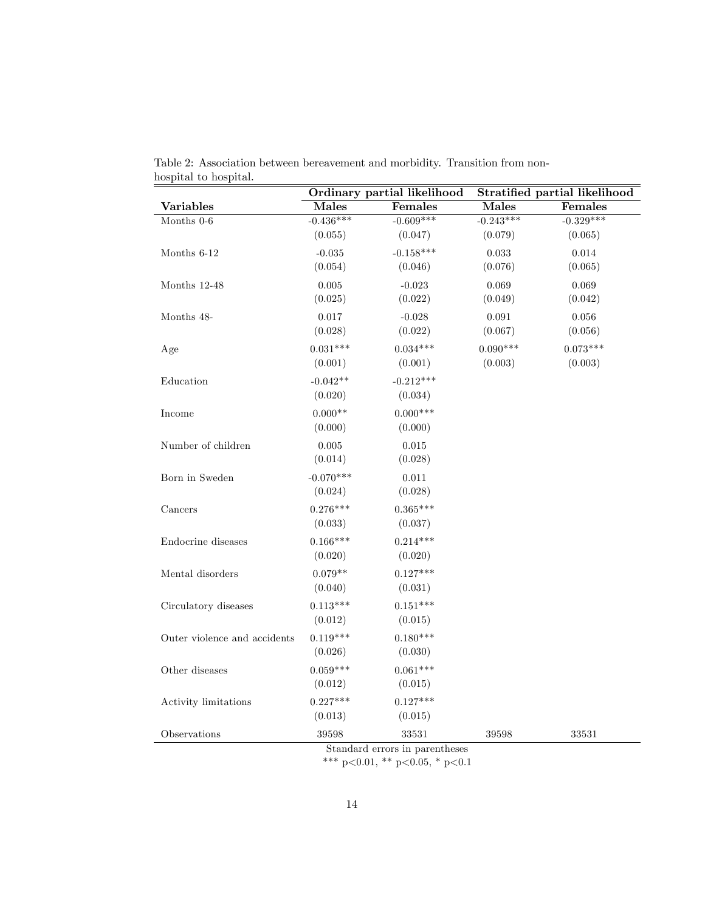Table 2: Association between bereavement and morbidity. Transition from non-hospital to hospital.

| | Ordinary partial likelihood | | Stratified partial likelihood | |
|---|---|---|---|---|
| **Variables** | **Males** | **Females** | **Males** | **Females** |
| Months 0-6 | -0.436*** | -0.609*** | -0.243*** | -0.329*** |
| | (0.055) | (0.047) | (0.079) | (0.065) |
| Months 6-12 | -0.035 | -0.158*** | 0.033 | 0.014 |
| | (0.054) | (0.046) | (0.076) | (0.065) |
| Months 12-48 | 0.005 | -0.023 | 0.069 | 0.069 |
| | (0.025) | (0.022) | (0.049) | (0.042) |
| Months 48- | 0.017 | -0.028 | 0.091 | 0.056 |
| | (0.028) | (0.022) | (0.067) | (0.056) |
| Age | 0.031*** | 0.034*** | 0.090*** | 0.073*** |
| | (0.001) | (0.001) | (0.003) | (0.003) |
| Education | -0.042** | -0.212*** | | |
| | (0.020) | (0.034) | | |
| Income | 0.000** | 0.000*** | | |
| | (0.000) | (0.000) | | |
| Number of children | 0.005 | 0.015 | | |
| | (0.014) | (0.028) | | |
| Born in Sweden | -0.070*** | 0.011 | | |
| | (0.024) | (0.028) | | |
| Cancers | 0.276*** | 0.365*** | | |
| | (0.033) | (0.037) | | |
| Endocrine diseases | 0.166*** | 0.214*** | | |
| | (0.020) | (0.020) | | |
| Mental disorders | 0.079** | 0.127*** | | |
| | (0.040) | (0.031) | | |
| Circulatory diseases | 0.113*** | 0.151*** | | |
| | (0.012) | (0.015) | | |
| Outer violence and accidents | 0.119*** | 0.180*** | | |
| | (0.026) | (0.030) | | |
| Other diseases | 0.059*** | 0.061*** | | |
| | (0.012) | (0.015) | | |
| Activity limitations | 0.227*** | 0.127*** | | |
| | (0.013) | (0.015) | | |
| Observations | 39598 | 33531 | 39598 | 33531 |

Standard errors in parentheses

*** p<0.01, ** p<0.05, * p<0.1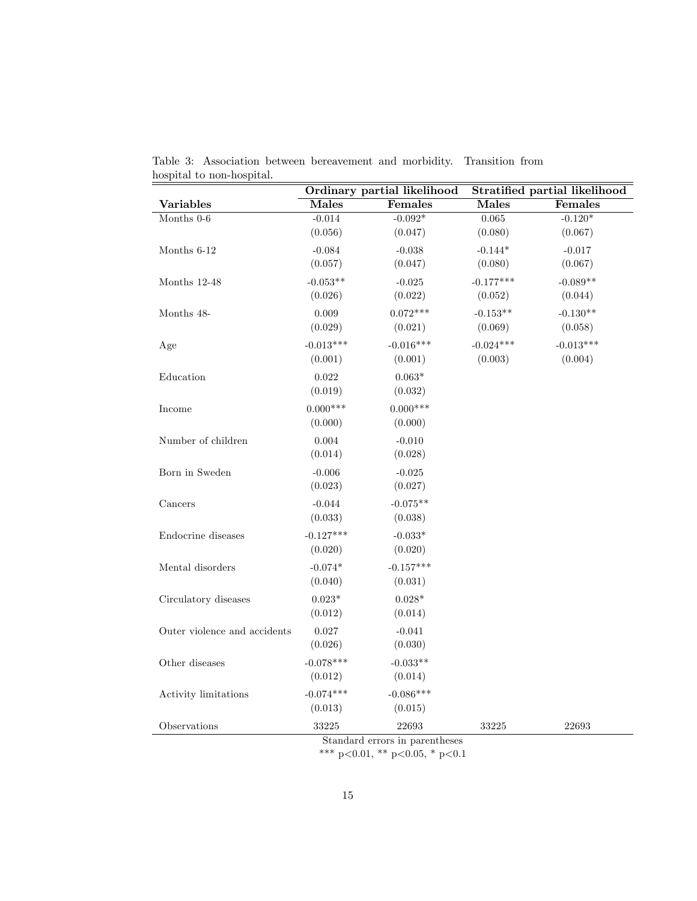Table 3: Association between bereavement and morbidity. Transition from hospital to non-hospital.

| | Ordinary partial likelihood | | Stratified partial likelihood | |
|---|---|---|---|---|
| **Variables** | **Males** | **Females** | **Males** | **Females** |
| Months 0-6 | -0.014 | -0.092* | 0.065 | -0.120* |
| | (0.056) | (0.047) | (0.080) | (0.067) |
| Months 6-12 | -0.084 | -0.038 | -0.144* | -0.017 |
| | (0.057) | (0.047) | (0.080) | (0.067) |
| Months 12-48 | -0.053** | -0.025 | -0.177*** | -0.089** |
| | (0.026) | (0.022) | (0.052) | (0.044) |
| Months 48- | 0.009 | 0.072*** | -0.153** | -0.130** |
| | (0.029) | (0.021) | (0.069) | (0.058) |
| Age | -0.013*** | -0.016*** | -0.024*** | -0.013*** |
| | (0.001) | (0.001) | (0.003) | (0.004) |
| Education | 0.022 | 0.063* | | |
| | (0.019) | (0.032) | | |
| Income | 0.000*** | 0.000*** | | |
| | (0.000) | (0.000) | | |
| Number of children | 0.004 | -0.010 | | |
| | (0.014) | (0.028) | | |
| Born in Sweden | -0.006 | -0.025 | | |
| | (0.023) | (0.027) | | |
| Cancers | -0.044 | -0.075** | | |
| | (0.033) | (0.038) | | |
| Endocrine diseases | -0.127*** | -0.033* | | |
| | (0.020) | (0.020) | | |
| Mental disorders | -0.074* | -0.157*** | | |
| | (0.040) | (0.031) | | |
| Circulatory diseases | 0.023* | 0.028* | | |
| | (0.012) | (0.014) | | |
| Outer violence and accidents | 0.027 | -0.041 | | |
| | (0.026) | (0.030) | | |
| Other diseases | -0.078*** | -0.033** | | |
| | (0.012) | (0.014) | | |
| Activity limitations | -0.074*** | -0.086*** | | |
| | (0.013) | (0.015) | | |
| Observations | 33225 | 22693 | 33225 | 22693 |

Standard errors in parentheses

*** p<0.01, ** p<0.05, * p<0.1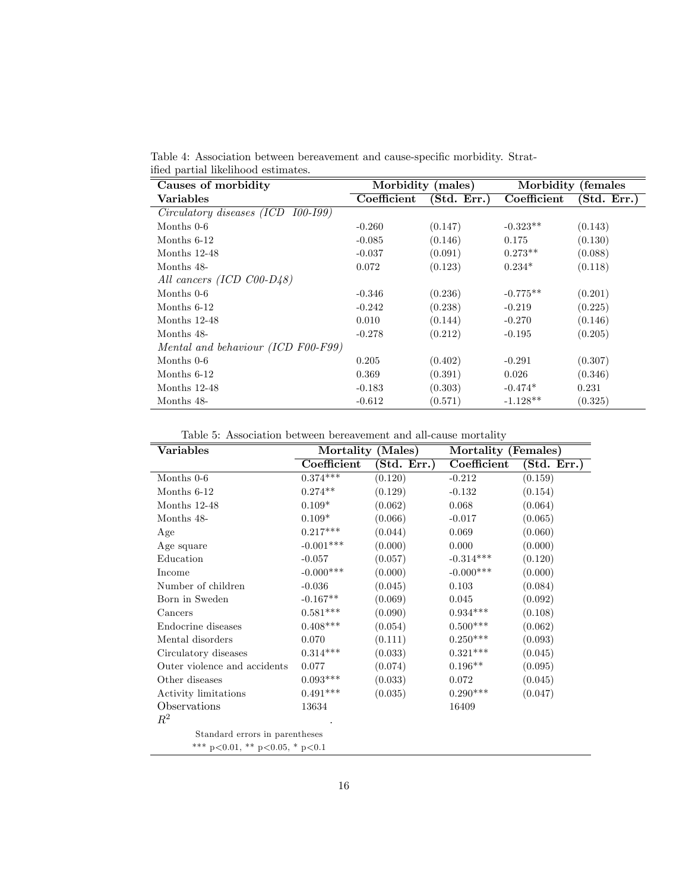Table 4: Association between bereavement and cause-specific morbidity. Stratified partial likelihood estimates.

| Causes of morbidity | Morbidity (males) | | Morbidity (females | |
|---|---|---|---|---|
| **Variables** | **Coefficient** | **(Std. Err.)** | **Coefficient** | **(Std. Err.)** |
| *Circulatory diseases (ICD I00-I99)* | | | | |
| Months 0-6 | -0.260 | (0.147) | -0.323** | (0.143) |
| Months 6-12 | -0.085 | (0.146) | 0.175 | (0.130) |
| Months 12-48 | -0.037 | (0.091) | 0.273** | (0.088) |
| Months 48- | 0.072 | (0.123) | 0.234* | (0.118) |
| *All cancers (ICD C00-D48)* | | | | |
| Months 0-6 | -0.346 | (0.236) | -0.775** | (0.201) |
| Months 6-12 | -0.242 | (0.238) | -0.219 | (0.225) |
| Months 12-48 | 0.010 | (0.144) | -0.270 | (0.146) |
| Months 48- | -0.278 | (0.212) | -0.195 | (0.205) |
| *Mental and behaviour (ICD F00-F99)* | | | | |
| Months 0-6 | 0.205 | (0.402) | -0.291 | (0.307) |
| Months 6-12 | 0.369 | (0.391) | 0.026 | (0.346) |
| Months 12-48 | -0.183 | (0.303) | -0.474* | 0.231 |
| Months 48- | -0.612 | (0.571) | -1.128** | (0.325) |

Table 5: Association between bereavement and all-cause mortality

| Variables | Mortality (Males) | | Mortality (Females) | |
|---|---|---|---|---|
| | **Coefficient** | **(Std. Err.)** | **Coefficient** | **(Std. Err.)** |
| Months 0-6 | 0.374*** | (0.120) | -0.212 | (0.159) |
| Months 6-12 | 0.274** | (0.129) | -0.132 | (0.154) |
| Months 12-48 | 0.109* | (0.062) | 0.068 | (0.064) |
| Months 48- | 0.109* | (0.066) | -0.017 | (0.065) |
| Age | 0.217*** | (0.044) | 0.069 | (0.060) |
| Age square | -0.001*** | (0.000) | 0.000 | (0.000) |
| Education | -0.057 | (0.057) | -0.314*** | (0.120) |
| Income | -0.000*** | (0.000) | -0.000*** | (0.000) |
| Number of children | -0.036 | (0.045) | 0.103 | (0.084) |
| Born in Sweden | -0.167** | (0.069) | 0.045 | (0.092) |
| Cancers | 0.581*** | (0.090) | 0.934*** | (0.108) |
| Endocrine diseases | 0.408*** | (0.054) | 0.500*** | (0.062) |
| Mental disorders | 0.070 | (0.111) | 0.250*** | (0.093) |
| Circulatory diseases | 0.314*** | (0.033) | 0.321*** | (0.045) |
| Outer violence and accidents | 0.077 | (0.074) | 0.196** | (0.095) |
| Other diseases | 0.093*** | (0.033) | 0.072 | (0.045) |
| Activity limitations | 0.491*** | (0.035) | 0.290*** | (0.047) |
| Observations | 13634 | | 16409 | |
| $R^2$ | . | | | |

Standard errors in parentheses

*** p<0.01, ** p<0.05, * p<0.1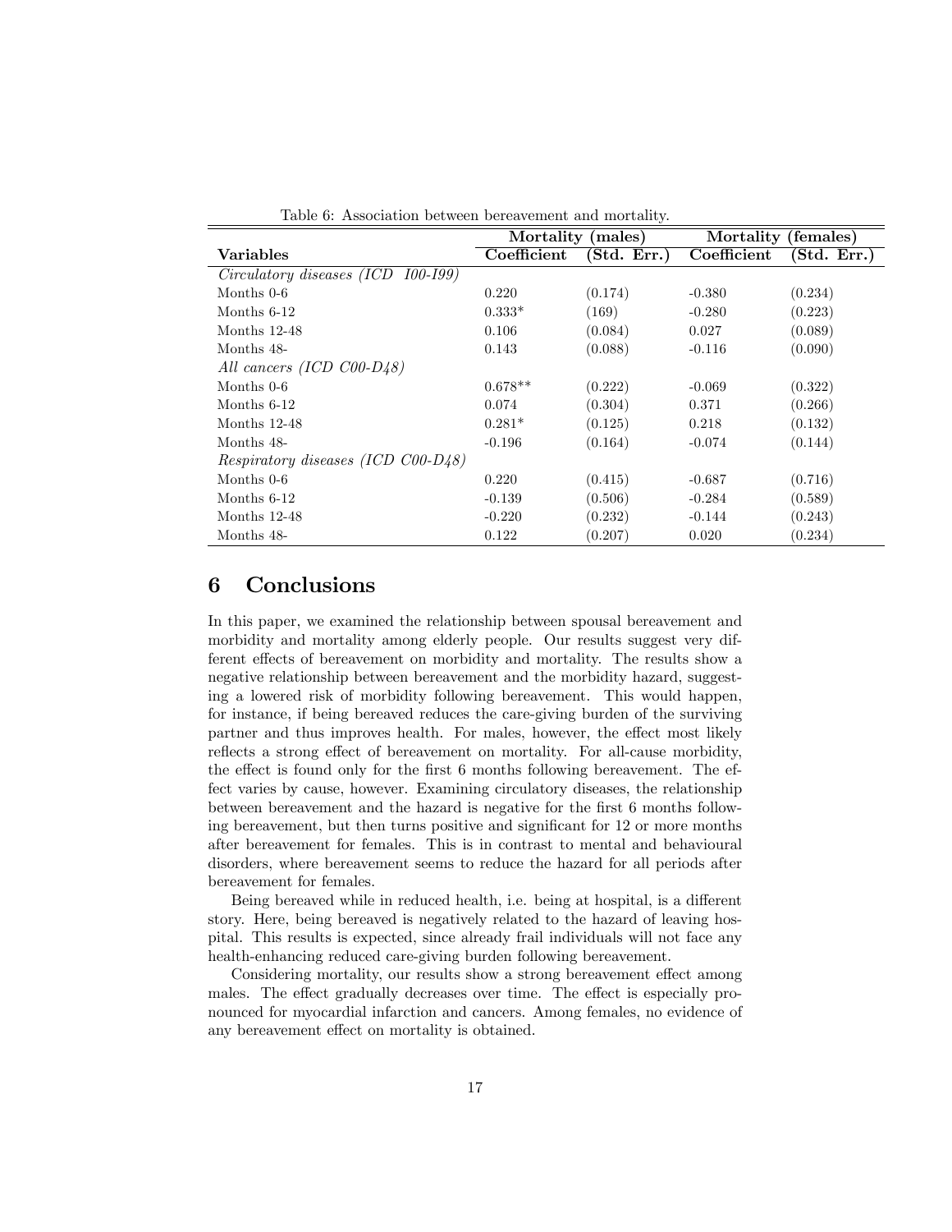Table 6: Association between bereavement and mortality.

| | Mortality (males) | | Mortality (females) | |
|---|---|---|---|---|
| **Variables** | **Coefficient** | **(Std. Err.)** | **Coefficient** | **(Std. Err.)** |
| *Circulatory diseases (ICD I00-I99)* | | | | |
| Months 0-6 | 0.220 | (0.174) | -0.380 | (0.234) |
| Months 6-12 | 0.333* | (169) | -0.280 | (0.223) |
| Months 12-48 | 0.106 | (0.084) | 0.027 | (0.089) |
| Months 48- | 0.143 | (0.088) | -0.116 | (0.090) |
| *All cancers (ICD C00-D48)* | | | | |
| Months 0-6 | 0.678** | (0.222) | -0.069 | (0.322) |
| Months 6-12 | 0.074 | (0.304) | 0.371 | (0.266) |
| Months 12-48 | 0.281* | (0.125) | 0.218 | (0.132) |
| Months 48- | -0.196 | (0.164) | -0.074 | (0.144) |
| *Respiratory diseases (ICD C00-D48)* | | | | |
| Months 0-6 | 0.220 | (0.415) | -0.687 | (0.716) |
| Months 6-12 | -0.139 | (0.506) | -0.284 | (0.589) |
| Months 12-48 | -0.220 | (0.232) | -0.144 | (0.243) |
| Months 48- | 0.122 | (0.207) | 0.020 | (0.234) |

## 6 Conclusions

In this paper, we examined the relationship between spousal bereavement and morbidity and mortality among elderly people. Our results suggest very different effects of bereavement on morbidity and mortality. The results show a negative relationship between bereavement and the morbidity hazard, suggesting a lowered risk of morbidity following bereavement. This would happen, for instance, if being bereaved reduces the care-giving burden of the surviving partner and thus improves health. For males, however, the effect most likely reflects a strong effect of bereavement on mortality. For all-cause morbidity, the effect is found only for the first 6 months following bereavement. The effect varies by cause, however. Examining circulatory diseases, the relationship between bereavement and the hazard is negative for the first 6 months following bereavement, but then turns positive and significant for 12 or more months after bereavement for females. This is in contrast to mental and behavioural disorders, where bereavement seems to reduce the hazard for all periods after bereavement for females.

Being bereaved while in reduced health, i.e. being at hospital, is a different story. Here, being bereaved is negatively related to the hazard of leaving hospital. This results is expected, since already frail individuals will not face any health-enhancing reduced care-giving burden following bereavement.

Considering mortality, our results show a strong bereavement effect among males. The effect gradually decreases over time. The effect is especially pronounced for myocardial infarction and cancers. Among females, no evidence of any bereavement effect on mortality is obtained.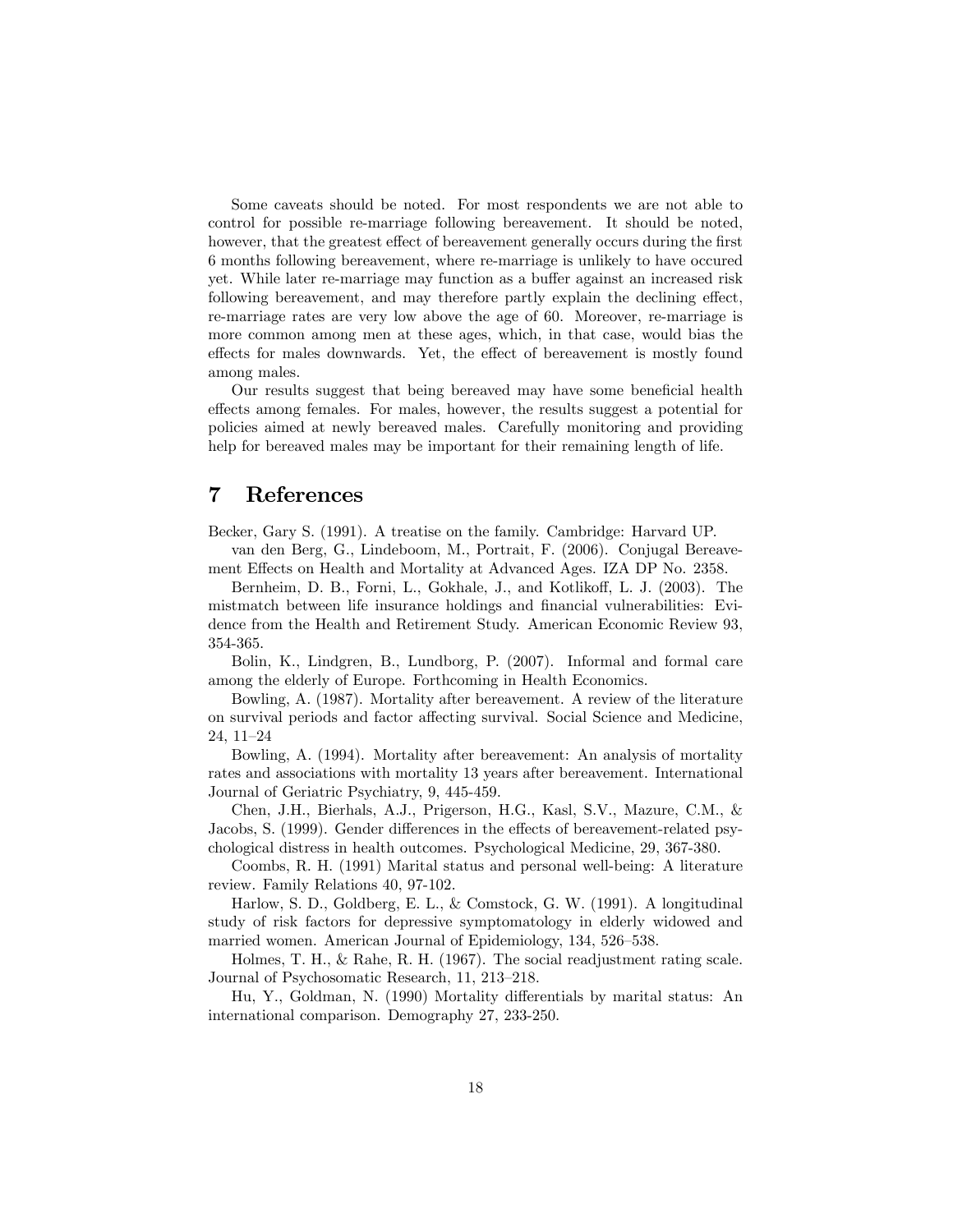Some caveats should be noted. For most respondents we are not able to control for possible re-marriage following bereavement. It should be noted, however, that the greatest effect of bereavement generally occurs during the first 6 months following bereavement, where re-marriage is unlikely to have occured yet. While later re-marriage may function as a buffer against an increased risk following bereavement, and may therefore partly explain the declining effect, re-marriage rates are very low above the age of 60. Moreover, re-marriage is more common among men at these ages, which, in that case, would bias the effects for males downwards. Yet, the effect of bereavement is mostly found among males.

Our results suggest that being bereaved may have some beneficial health effects among females. For males, however, the results suggest a potential for policies aimed at newly bereaved males. Carefully monitoring and providing help for bereaved males may be important for their remaining length of life.

# 7 References

Becker, Gary S. (1991). A treatise on the family. Cambridge: Harvard UP.

van den Berg, G., Lindeboom, M., Portrait, F. (2006). Conjugal Bereavement Effects on Health and Mortality at Advanced Ages. IZA DP No. 2358.

Bernheim, D. B., Forni, L., Gokhale, J., and Kotlikoff, L. J. (2003). The mistmatch between life insurance holdings and financial vulnerabilities: Evidence from the Health and Retirement Study. American Economic Review 93, 354-365.

Bolin, K., Lindgren, B., Lundborg, P. (2007). Informal and formal care among the elderly of Europe. Forthcoming in Health Economics.

Bowling, A. (1987). Mortality after bereavement. A review of the literature on survival periods and factor affecting survival. Social Science and Medicine, 24, 11–24

Bowling, A. (1994). Mortality after bereavement: An analysis of mortality rates and associations with mortality 13 years after bereavement. International Journal of Geriatric Psychiatry, 9, 445-459.

Chen, J.H., Bierhals, A.J., Prigerson, H.G., Kasl, S.V., Mazure, C.M., & Jacobs, S. (1999). Gender differences in the effects of bereavement-related psychological distress in health outcomes. Psychological Medicine, 29, 367-380.

Coombs, R. H. (1991) Marital status and personal well-being: A literature review. Family Relations 40, 97-102.

Harlow, S. D., Goldberg, E. L., & Comstock, G. W. (1991). A longitudinal study of risk factors for depressive symptomatology in elderly widowed and married women. American Journal of Epidemiology, 134, 526–538.

Holmes, T. H., & Rahe, R. H. (1967). The social readjustment rating scale. Journal of Psychosomatic Research, 11, 213–218.

Hu, Y., Goldman, N. (1990) Mortality differentials by marital status: An international comparison. Demography 27, 233-250.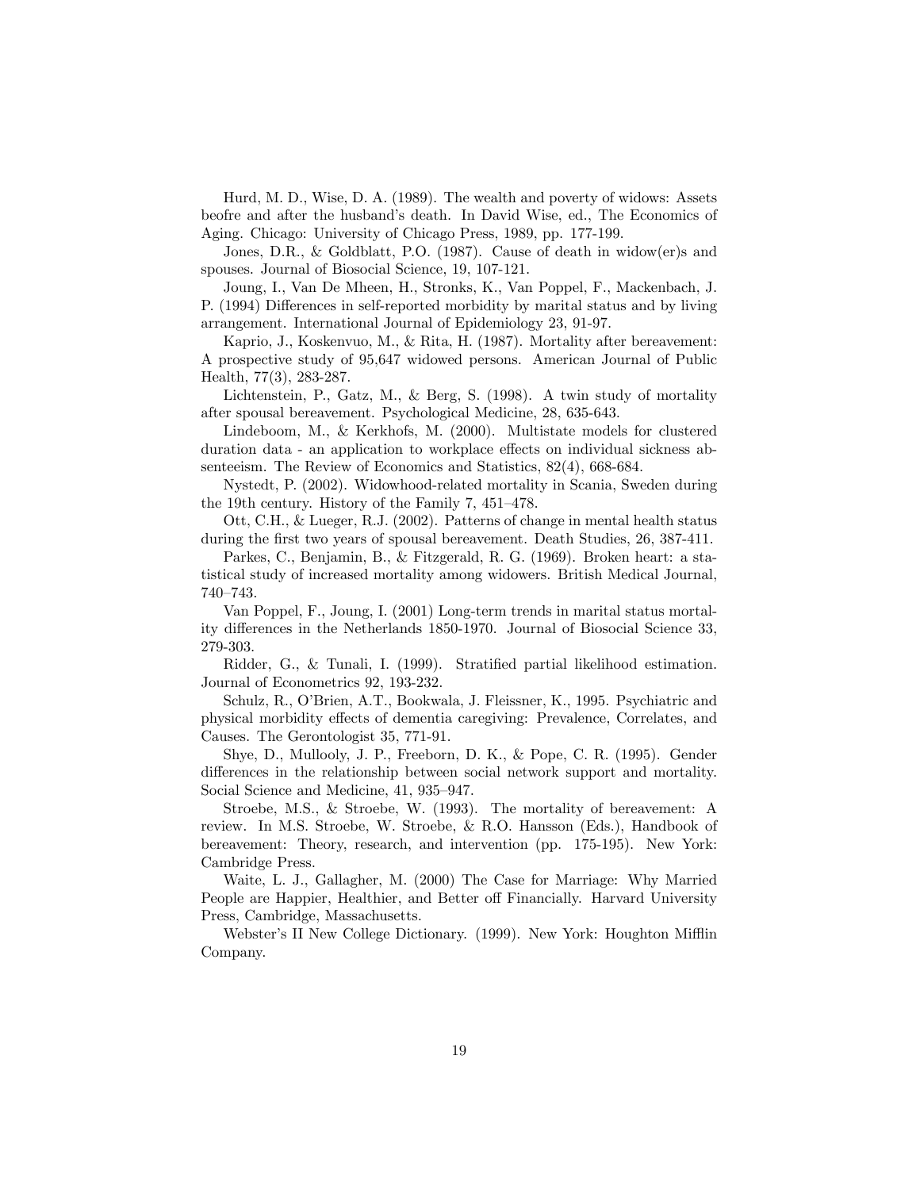Hurd, M. D., Wise, D. A. (1989). The wealth and poverty of widows: Assets beofre and after the husband's death. In David Wise, ed., The Economics of Aging. Chicago: University of Chicago Press, 1989, pp. 177-199.

Jones, D.R., & Goldblatt, P.O. (1987). Cause of death in widow(er)s and spouses. Journal of Biosocial Science, 19, 107-121.

Joung, I., Van De Mheen, H., Stronks, K., Van Poppel, F., Mackenbach, J. P. (1994) Differences in self-reported morbidity by marital status and by living arrangement. International Journal of Epidemiology 23, 91-97.

Kaprio, J., Koskenvuo, M., & Rita, H. (1987). Mortality after bereavement: A prospective study of 95,647 widowed persons. American Journal of Public Health, 77(3), 283-287.

Lichtenstein, P., Gatz, M., & Berg, S. (1998). A twin study of mortality after spousal bereavement. Psychological Medicine, 28, 635-643.

Lindeboom, M., & Kerkhofs, M. (2000). Multistate models for clustered duration data - an application to workplace effects on individual sickness absenteeism. The Review of Economics and Statistics, 82(4), 668-684.

Nystedt, P. (2002). Widowhood-related mortality in Scania, Sweden during the 19th century. History of the Family 7, 451–478.

Ott, C.H., & Lueger, R.J. (2002). Patterns of change in mental health status during the first two years of spousal bereavement. Death Studies, 26, 387-411.

Parkes, C., Benjamin, B., & Fitzgerald, R. G. (1969). Broken heart: a statistical study of increased mortality among widowers. British Medical Journal, 740–743.

Van Poppel, F., Joung, I. (2001) Long-term trends in marital status mortality differences in the Netherlands 1850-1970. Journal of Biosocial Science 33, 279-303.

Ridder, G., & Tunali, I. (1999). Stratified partial likelihood estimation. Journal of Econometrics 92, 193-232.

Schulz, R., O'Brien, A.T., Bookwala, J. Fleissner, K., 1995. Psychiatric and physical morbidity effects of dementia caregiving: Prevalence, Correlates, and Causes. The Gerontologist 35, 771-91.

Shye, D., Mullooly, J. P., Freeborn, D. K., & Pope, C. R. (1995). Gender differences in the relationship between social network support and mortality. Social Science and Medicine, 41, 935–947.

Stroebe, M.S., & Stroebe, W. (1993). The mortality of bereavement: A review. In M.S. Stroebe, W. Stroebe, & R.O. Hansson (Eds.), Handbook of bereavement: Theory, research, and intervention (pp. 175-195). New York: Cambridge Press.

Waite, L. J., Gallagher, M. (2000) The Case for Marriage: Why Married People are Happier, Healthier, and Better off Financially. Harvard University Press, Cambridge, Massachusetts.

Webster's II New College Dictionary. (1999). New York: Houghton Mifflin Company.